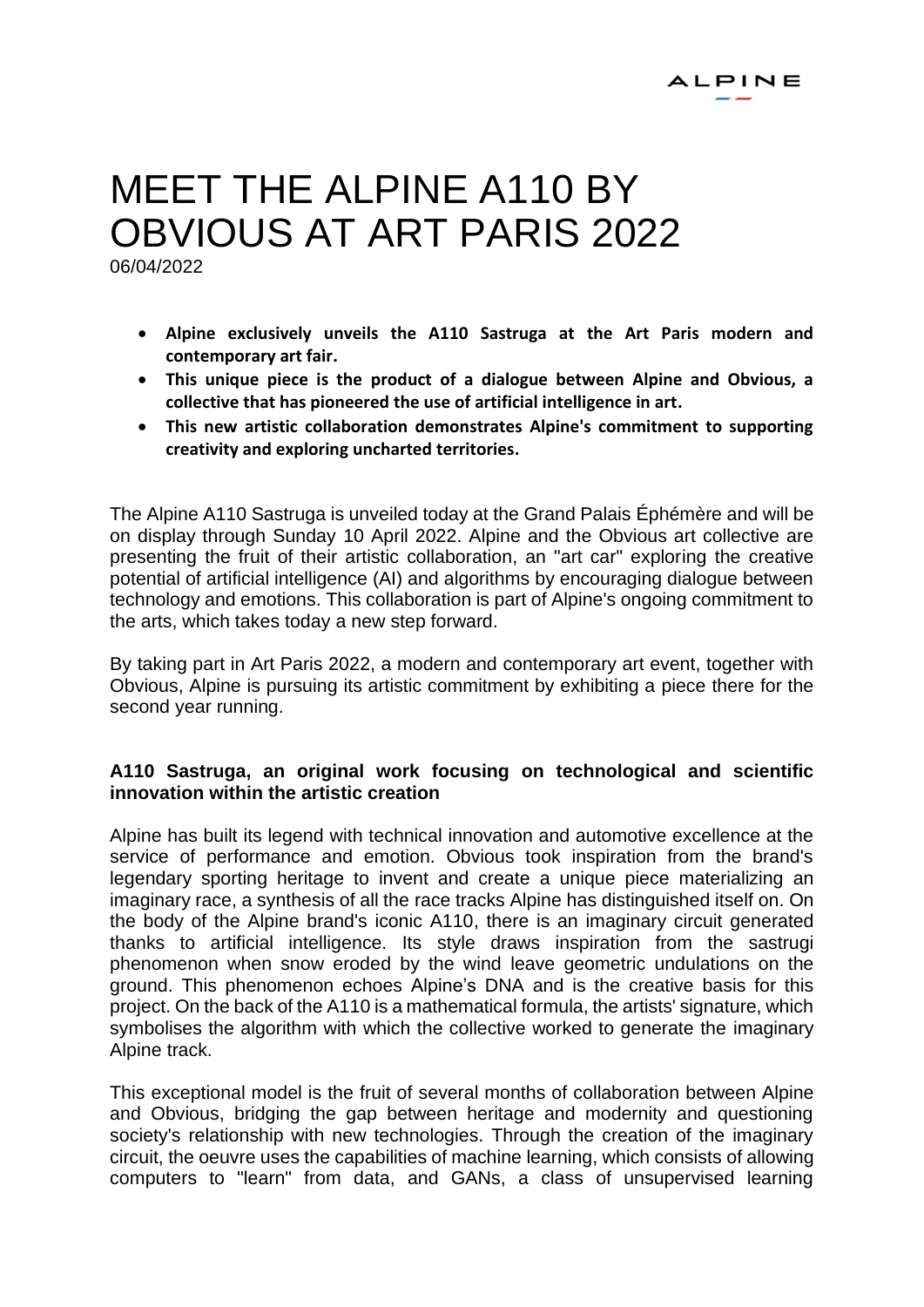# MEET THE ALPINE A110 BY OBVIOUS AT ART PARIS 2022

06/04/2022

- **Alpine exclusively unveils the A110 Sastruga at the Art Paris modern and contemporary art fair.**
- **This unique piece is the product of a dialogue between Alpine and Obvious, a collective that has pioneered the use of artificial intelligence in art.**
- **This new artistic collaboration demonstrates Alpine's commitment to supporting creativity and exploring uncharted territories.**

The Alpine A110 Sastruga is unveiled today at the Grand Palais Éphémère and will be on display through Sunday 10 April 2022. Alpine and the Obvious art collective are presenting the fruit of their artistic collaboration, an "art car" exploring the creative potential of artificial intelligence (AI) and algorithms by encouraging dialogue between technology and emotions. This collaboration is part of Alpine's ongoing commitment to the arts, which takes today a new step forward.

By taking part in Art Paris 2022, a modern and contemporary art event, together with Obvious, Alpine is pursuing its artistic commitment by exhibiting a piece there for the second year running.

### A110 Sastruga, an original work focusing on technological and scientific innovation within the artistic creation

Alpine has built its legend with technical innovation and automotive excellence at the service of performance and emotion. Obvious took inspiration from the brand's legendary sporting heritage to invent and create a unique piece materializing an imaginary race, a synthesis of all the race tracks Alpine has distinguished itself on. On the body of the Alpine brand's iconic A110, there is an imaginary circuit generated thanks to artificial intelligence. Its style draws inspiration from the sastrugi phenomenon when snow eroded by the wind leave geometric undulations on the ground. This phenomenon echoes Alpine's DNA and is the creative basis for this project. On the back of the A110 is a mathematical formula, the artists' signature, which symbolises the algorithm with which the collective worked to generate the imaginary Alpine track.

This exceptional model is the fruit of several months of collaboration between Alpine and Obvious, bridging the gap between heritage and modernity and questioning society's relationship with new technologies. Through the creation of the imaginary circuit, the oeuvre uses the capabilities of machine learning, which consists of allowing computers to "learn" from data, and GANs, a class of unsupervised learning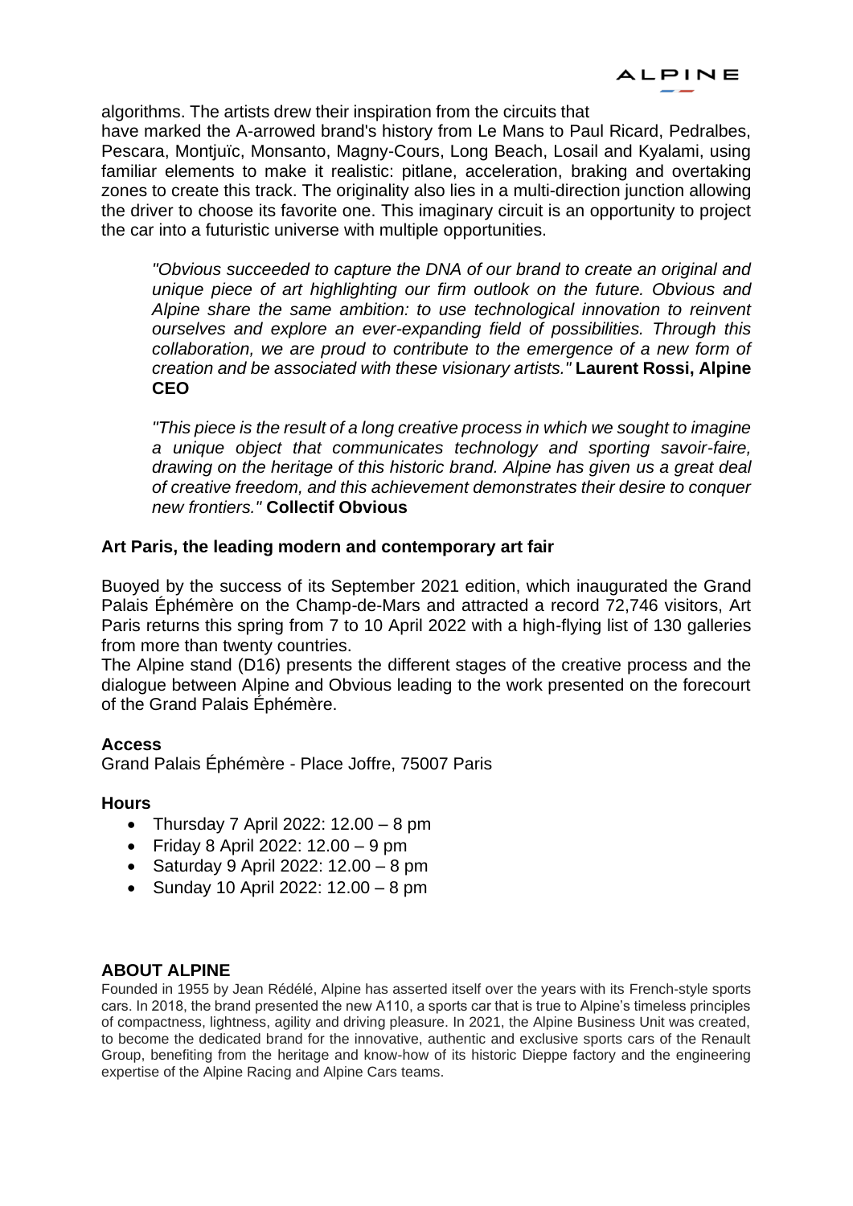algorithms. The artists drew their inspiration from the circuits that have marked the A-arrowed brand's history from Le Mans to Paul Ricard, Pedralbes, Pescara, Montjuïc, Monsanto, Magny-Cours, Long Beach, Losail and Kyalami, using familiar elements to make it realistic: pitlane, acceleration, braking and overtaking zones to create this track. The originality also lies in a multi-direction junction allowing the driver to choose its favorite one. This imaginary circuit is an opportunity to project the car into a futuristic universe with multiple opportunities.

> *"Obvious succeeded to capture the DNA of our brand to create an original and unique piece of art highlighting our firm outlook on the future. Obvious and Alpine share the same ambition: to use technological innovation to reinvent ourselves and explore an ever-expanding field of possibilities. Through this collaboration, we are proud to contribute to the emergence of a new form of creation and be associated with these visionary artists."* **Laurent Rossi, Alpine CEO**

> *"This piece is the result of a long creative process in which we sought to imagine a unique object that communicates technology and sporting savoir-faire, drawing on the heritage of this historic brand. Alpine has given us a great deal of creative freedom, and this achievement demonstrates their desire to conquer new frontiers."* **Collectif Obvious**

**Art Paris, the leading modern and contemporary art fair**

Buoyed by the success of its September 2021 edition, which inaugurated the Grand Palais Éphémère on the Champ-de-Mars and attracted a record 72,746 visitors, Art Paris returns this spring from 7 to 10 April 2022 with a high-flying list of 130 galleries from more than twenty countries.

The Alpine stand (D16) presents the different stages of the creative process and the dialogue between Alpine and Obvious leading to the work presented on the forecourt of the Grand Palais Éphémère.

**Access**

Grand Palais Éphémère - Place Joffre, 75007 Paris

**Hours**

- Thursday 7 April 2022: 12.00 – 8 pm
- Friday 8 April 2022: 12.00 – 9 pm
- Saturday 9 April 2022: 12.00 – 8 pm
- Sunday 10 April 2022: 12.00 – 8 pm

## ABOUT ALPINE

Founded in 1955 by Jean Rédélé, Alpine has asserted itself over the years with its French-style sports cars. In 2018, the brand presented the new A110, a sports car that is true to Alpine's timeless principles of compactness, lightness, agility and driving pleasure. In 2021, the Alpine Business Unit was created, to become the dedicated brand for the innovative, authentic and exclusive sports cars of the Renault Group, benefiting from the heritage and know-how of its historic Dieppe factory and the engineering expertise of the Alpine Racing and Alpine Cars teams.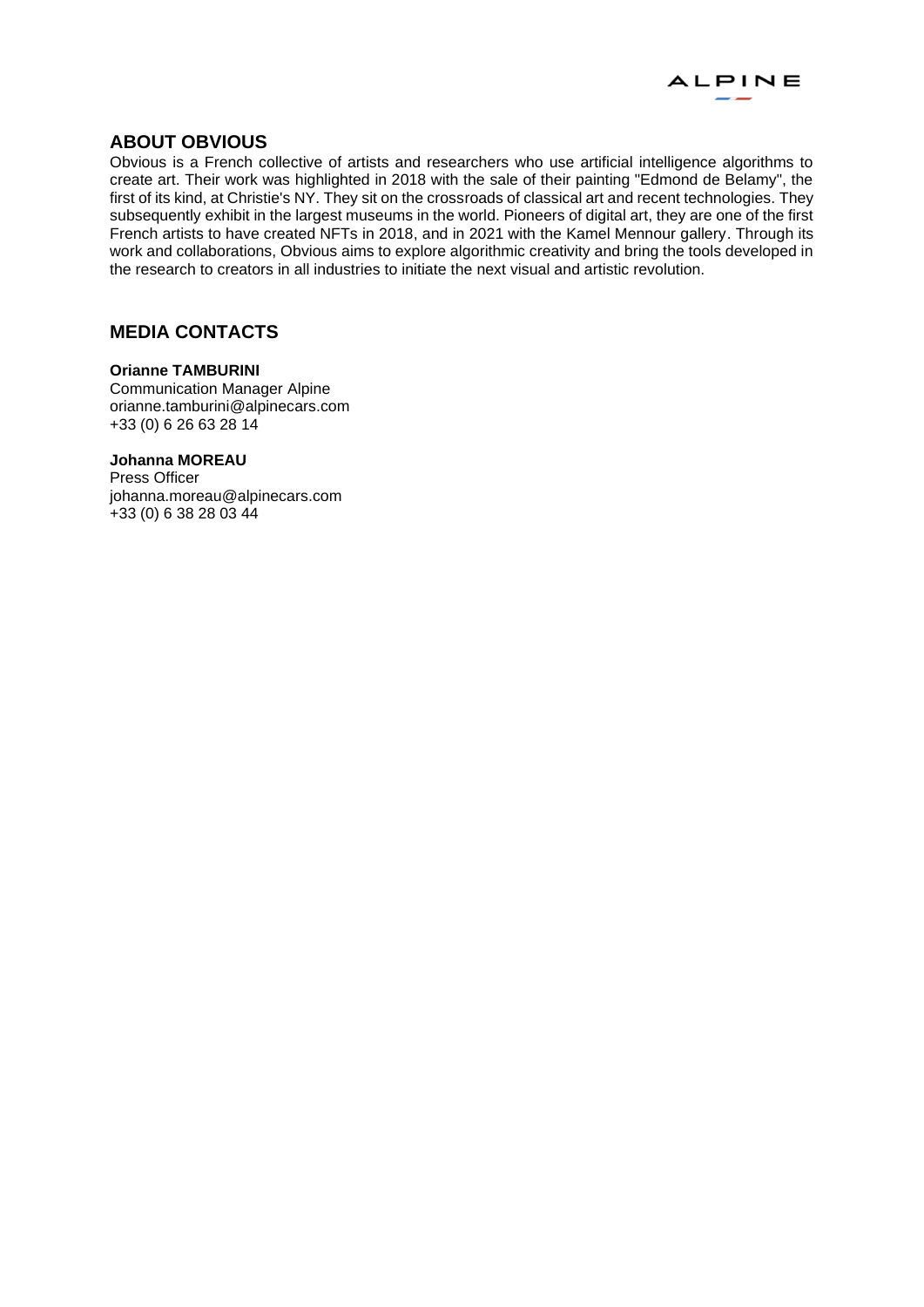## ABOUT OBVIOUS

Obvious is a French collective of artists and researchers who use artificial intelligence algorithms to create art. Their work was highlighted in 2018 with the sale of their painting "Edmond de Belamy", the first of its kind, at Christie's NY. They sit on the crossroads of classical art and recent technologies. They subsequently exhibit in the largest museums in the world. Pioneers of digital art, they are one of the first French artists to have created NFTs in 2018, and in 2021 with the Kamel Mennour gallery. Through its work and collaborations, Obvious aims to explore algorithmic creativity and bring the tools developed in the research to creators in all industries to initiate the next visual and artistic revolution.

## MEDIA CONTACTS

**Orianne TAMBURINI**
Communication Manager Alpine
orianne.tamburini@alpinecars.com
+33 (0) 6 26 63 28 14

**Johanna MOREAU**
Press Officer
johanna.moreau@alpinecars.com
+33 (0) 6 38 28 03 44